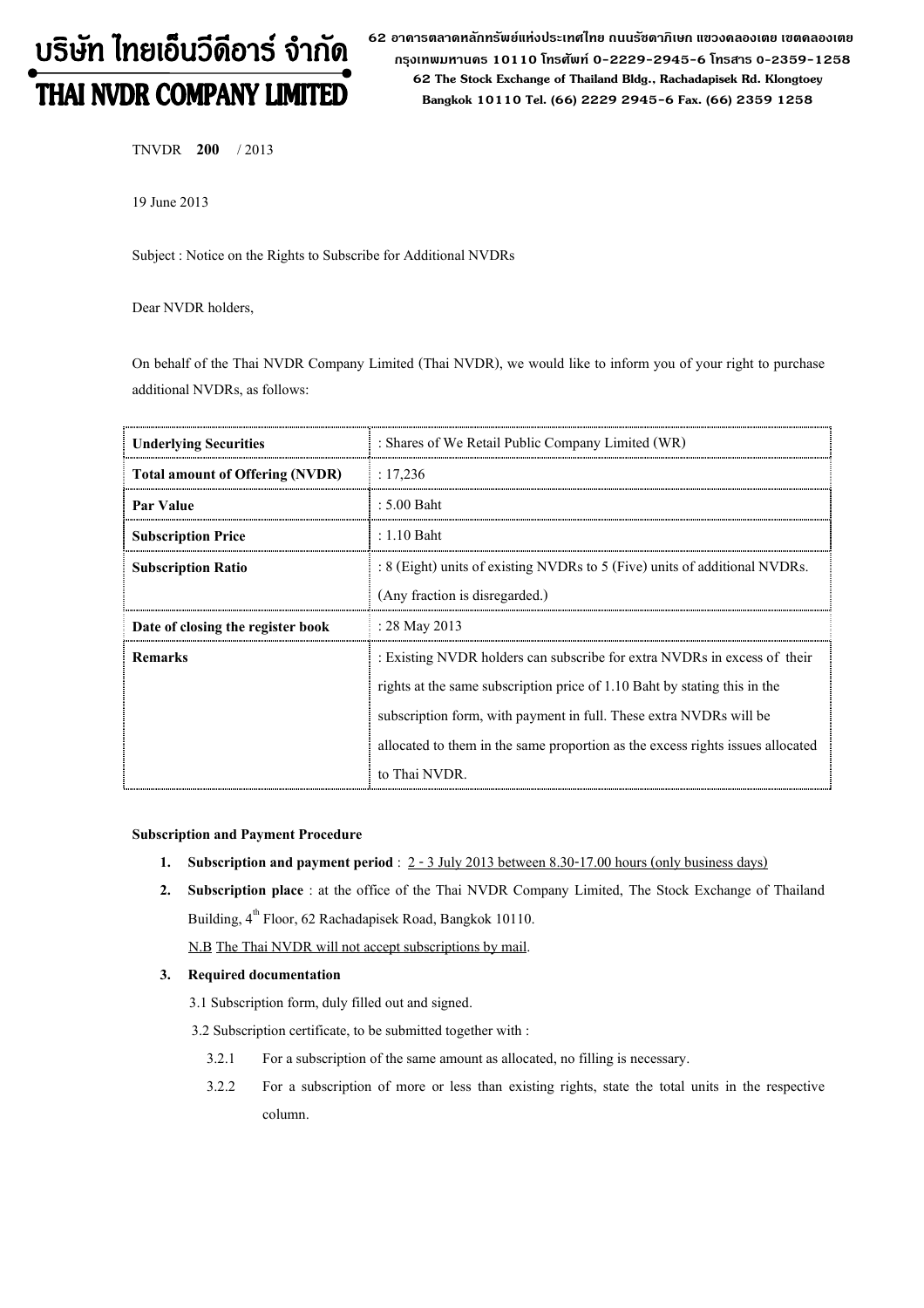# บริษัท ไทยเอ็นวีดีอาร์ จำกัด
# THAI NVDR COMPANY LIMITED

62 อาคารตลาดหลักทรัพย์แห่งประเทศไทย ถนนรัชดาภิเษก แขวงคลองเตย เขตคลองเตย กรุงเทพมหานคร 10110 โทรศัพท์ 0-2229-2945-6 โทรสาร 0-2359-1258
62 The Stock Exchange of Thailand Bldg., Rachadapisek Rd. Klongtoey Bangkok 10110 Tel. (66) 2229 2945-6 Fax. (66) 2359 1258

TNVDR **200** / 2013

19 June 2013

Subject : Notice on the Rights to Subscribe for Additional NVDRs

Dear NVDR holders,

On behalf of the Thai NVDR Company Limited (Thai NVDR), we would like to inform you of your right to purchase additional NVDRs, as follows:

| | |
|---|---|
| **Underlying Securities** | : Shares of We Retail Public Company Limited (WR) |
| **Total amount of Offering (NVDR)** | : 17,236 |
| **Par Value** | : 5.00 Baht |
| **Subscription Price** | : 1.10 Baht |
| **Subscription Ratio** | : 8 (Eight) units of existing NVDRs to 5 (Five) units of additional NVDRs. (Any fraction is disregarded.) |
| **Date of closing the register book** | : 28 May 2013 |
| **Remarks** | : Existing NVDR holders can subscribe for extra NVDRs in excess of their rights at the same subscription price of 1.10 Baht by stating this in the subscription form, with payment in full. These extra NVDRs will be allocated to them in the same proportion as the excess rights issues allocated to Thai NVDR. |

**Subscription and Payment Procedure**

1. **Subscription and payment period** : 2 - 3 July 2013 between 8.30-17.00 hours (only business days)
2. **Subscription place** : at the office of the Thai NVDR Company Limited, The Stock Exchange of Thailand Building, 4th Floor, 62 Rachadapisek Road, Bangkok 10110.

   N.B The Thai NVDR will not accept subscriptions by mail.

3. **Required documentation**

   3.1 Subscription form, duly filled out and signed.

   3.2 Subscription certificate, to be submitted together with :

   3.2.1 For a subscription of the same amount as allocated, no filling is necessary.

   3.2.2 For a subscription of more or less than existing rights, state the total units in the respective column.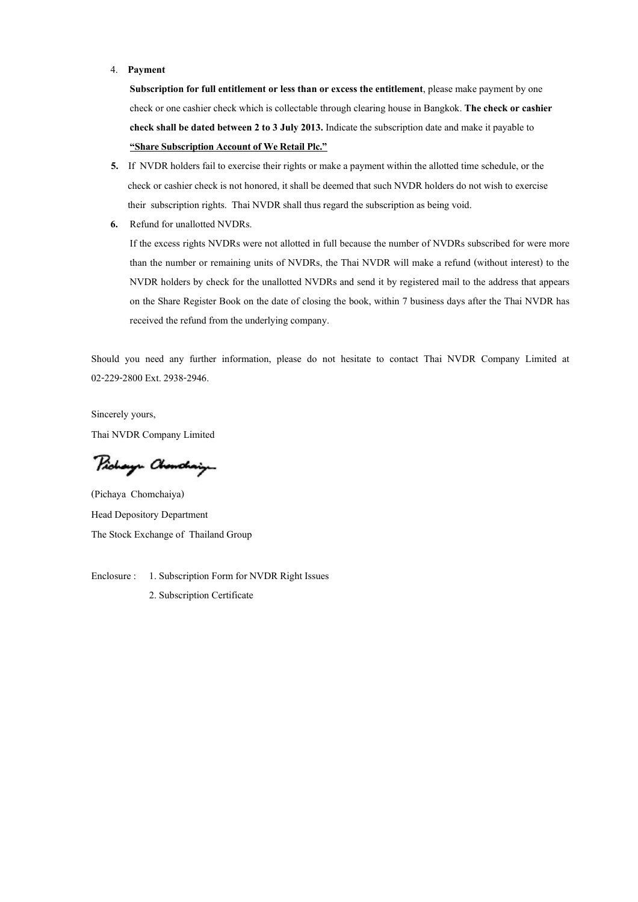4. **Payment**

   **Subscription for full entitlement or less than or excess the entitlement**, please make payment by one check or one cashier check which is collectable through clearing house in Bangkok. **The check or cashier check shall be dated between 2 to 3 July 2013.** Indicate the subscription date and make it payable to **"Share Subscription Account of We Retail Plc."**

5. If NVDR holders fail to exercise their rights or make a payment within the allotted time schedule, or the check or cashier check is not honored, it shall be deemed that such NVDR holders do not wish to exercise their subscription rights. Thai NVDR shall thus regard the subscription as being void.

6. Refund for unallotted NVDRs.

   If the excess rights NVDRs were not allotted in full because the number of NVDRs subscribed for were more than the number or remaining units of NVDRs, the Thai NVDR will make a refund (without interest) to the NVDR holders by check for the unallotted NVDRs and send it by registered mail to the address that appears on the Share Register Book on the date of closing the book, within 7 business days after the Thai NVDR has received the refund from the underlying company.

Should you need any further information, please do not hesitate to contact Thai NVDR Company Limited at 02-229-2800 Ext. 2938-2946.

Sincerely yours,

Thai NVDR Company Limited

(Pichaya Chomchaiya)

Head Depository Department

The Stock Exchange of Thailand Group

Enclosure : 1. Subscription Form for NVDR Right Issues

2. Subscription Certificate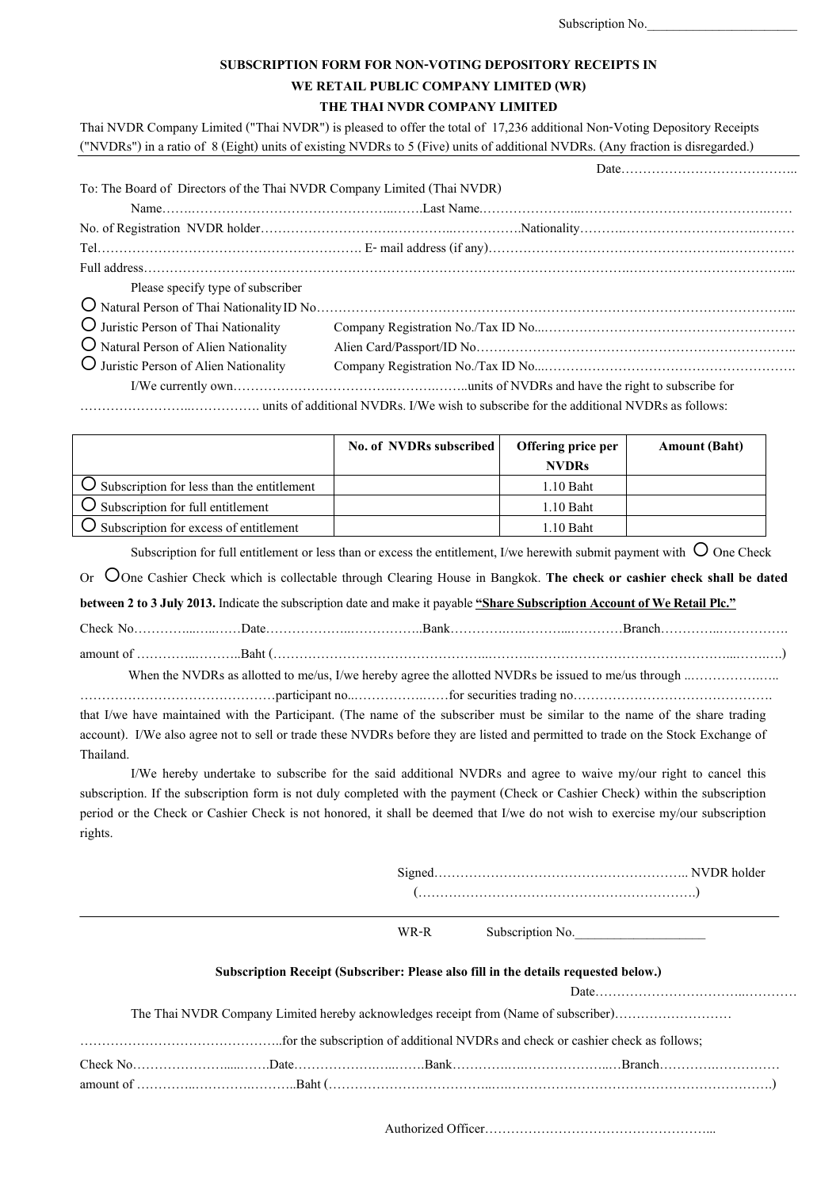Subscription No.______________________

**SUBSCRIPTION FORM FOR NON-VOTING DEPOSITORY RECEIPTS IN**

**WE RETAIL PUBLIC COMPANY LIMITED (WR)**

**THE THAI NVDR COMPANY LIMITED**

Thai NVDR Company Limited ("Thai NVDR") is pleased to offer the total of 17,236 additional Non-Voting Depository Receipts ("NVDRs") in a ratio of 8 (Eight) units of existing NVDRs to 5 (Five) units of additional NVDRs. (Any fraction is disregarded.)

Date…………………………………..

To: The Board of Directors of the Thai NVDR Company Limited (Thai NVDR)

Name……………………………………………….…….Last Name.……………………………………………………………

No. of Registration NVDR holder………………………………………………………………Nationality…………………………………………

Tel……………………………………………………. E- mail address (if any)……………………………………………………………………

Full address………………………………………………………………………………………………………………………………………...

Please specify type of subscriber

○ Natural Person of Thai Nationality ID No……………………………………………………………………………………………...

○ Juristic Person of Thai Nationality Company Registration No./Tax ID No...………………………………………………….

○ Natural Person of Alien Nationality Alien Card/Passport/ID No……………………………………………………………..

○ Juristic Person of Alien Nationality Company Registration No./Tax ID No...………………………………………………….

I/We currently own…………………………………………….……..units of NVDRs and have the right to subscribe for ……………………..……………. units of additional NVDRs. I/We wish to subscribe for the additional NVDRs as follows:

| | No. of NVDRs subscribed | Offering price per NVDRs | Amount (Baht) |
|---|---|---|---|
| ○ Subscription for less than the entitlement | | 1.10 Baht | |
| ○ Subscription for full entitlement | | 1.10 Baht | |
| ○ Subscription for excess of entitlement | | 1.10 Baht | |

Subscription for full entitlement or less than or excess the entitlement, I/we herewith submit payment with ○ One Check Or ○ One Cashier Check which is collectable through Clearing House in Bangkok. **The check or cashier check shall be dated between 2 to 3 July 2013.** Indicate the subscription date and make it payable **"Share Subscription Account of We Retail Plc."**

Check No……………..……Date………………..…………….Bank…………….………...…………Branch…………..…………….

amount of …………..………..Baht (…………………………………………..……….…………………………………………..……..…)

When the NVDRs as allotted to me/us, I/we hereby agree the allotted NVDRs be issued to me/us through ..…………….….. ………………………………………participant no..……………..……for securities trading no………………………………………. that I/we have maintained with the Participant. (The name of the subscriber must be similar to the name of the share trading account). I/We also agree not to sell or trade these NVDRs before they are listed and permitted to trade on the Stock Exchange of Thailand.

I/We hereby undertake to subscribe for the said additional NVDRs and agree to waive my/our right to cancel this subscription. If the subscription form is not duly completed with the payment (Check or Cashier Check) within the subscription period or the Check or Cashier Check is not honored, it shall be deemed that I/we do not wish to exercise my/our subscription rights.

Signed………………………………………………….. NVDR holder

(……………………………………………………….)

---

WR-R Subscription No.___________________

**Subscription Receipt (Subscriber: Please also fill in the details requested below.)**

Date……………………………..…………

The Thai NVDR Company Limited hereby acknowledges receipt from (Name of subscriber)………………………

………………………………………..for the subscription of additional NVDRs and check or cashier check as follows;

Check No…………………....…….Date………………….…..…….Bank………….….………………..…Branch…………..……………

amount of …………..…………..………..Baht (……………………………..…………………………………………………………….)

Authorized Officer……………………………………………...